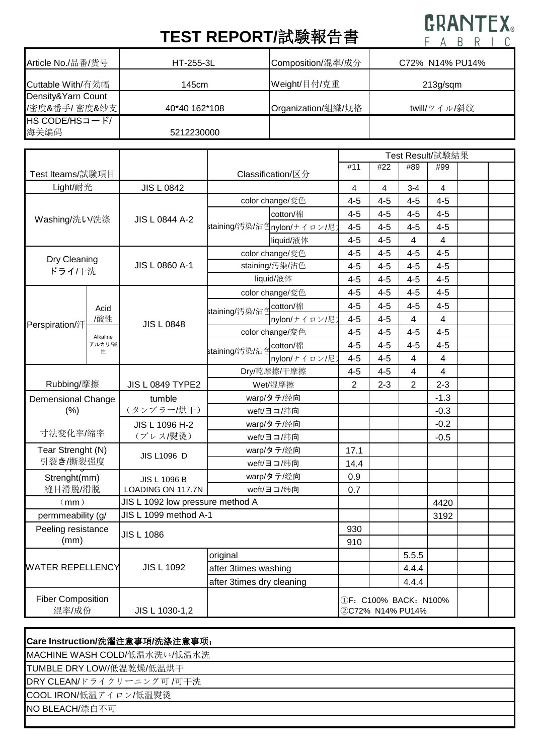# TEST REPORT/試験報告書

GRANTEX FABRIC

| Article No./品番/货号 | HT-255-3L | Composition/混率/成分 | C72% N14% PU14% |
|---|---|---|---|
| Cuttable With/有効幅 | 145cm | Weight/目付/克重 | 213g/sqm |
| Density&Yarn Count /密度&番手/ 密度&纱支 | 40*40 162*108 | Organization/組織/规格 | twill/ツイル/斜纹 |
| HS CODE/HSコード/ 海关编码 | 5212230000 | | |

| Test Iteams/試験項目 | | | Classification/区分 | | Test Result/試験結果 #11 | #22 | #89 | #99 | | |
|---|---|---|---|---|---|---|---|---|---|---|
| Light/耐光 | | JIS L 0842 | | | 4 | 4 | 3-4 | 4 | | |
| Washing/洗い/洗涤 | | JIS L 0844 A-2 | color change/変色 | | 4-5 | 4-5 | 4-5 | 4-5 | | |
| | | | staining/汚染/沾色 | cotton/棉 | 4-5 | 4-5 | 4-5 | 4-5 | | |
| | | | | nylon/ナイロン/尼龙 | 4-5 | 4-5 | 4-5 | 4-5 | | |
| | | | | liquid/液体 | 4-5 | 4-5 | 4 | 4 | | |
| Dry Cleaning ドライ/干洗 | | JIS L 0860 A-1 | color change/変色 | | 4-5 | 4-5 | 4-5 | 4-5 | | |
| | | | staining/汚染/沾色 | | 4-5 | 4-5 | 4-5 | 4-5 | | |
| | | | liquid/液体 | | 4-5 | 4-5 | 4-5 | 4-5 | | |
| Perspiration/汗 | Acid /酸性 | JIS L 0848 | color change/変色 | | 4-5 | 4-5 | 4-5 | 4-5 | | |
| | | | staining/汚染/沾色 | cotton/棉 | 4-5 | 4-5 | 4-5 | 4-5 | | |
| | | | | nylon/ナイロン/尼龙 | 4-5 | 4-5 | 4 | 4 | | |
| | Alkaline アルカリ/碱性 | | color change/変色 | | 4-5 | 4-5 | 4-5 | 4-5 | | |
| | | | staining/汚染/沾色 | cotton/棉 | 4-5 | 4-5 | 4-5 | 4-5 | | |
| | | | | nylon/ナイロン/尼龙 | 4-5 | 4-5 | 4 | 4 | | |
| Rubbing/摩擦 | | JIS L 0849 TYPE2 | Dry/乾摩擦/干摩擦 | | 4-5 | 4-5 | 4 | 4 | | |
| | | | Wet/湿摩擦 | | 2 | 2-3 | 2 | 2-3 | | |
| Demensional Change (%) 寸法変化率/缩率 | | tumble (タンブラー/烘干) | warp/タテ/经向 | | | | | -1.3 | | |
| | | | weft/ヨコ/纬向 | | | | | -0.3 | | |
| | | JIS L 1096 H-2 (プレス/熨烫) | warp/タテ/经向 | | | | | -0.2 | | |
| | | | weft/ヨコ/纬向 | | | | | -0.5 | | |
| Tear Strenght (N) 引裂き/撕裂强度 | | JIS L1096 D | warp/タテ/经向 | | 17.1 | | | | | |
| | | | weft/ヨコ/纬向 | | 14.4 | | | | | |
| Strenght(mm) 縫目滑脱/滑脱 | | JIS L 1096 B LOADING ON 117.7N | warp/タテ/经向 | | 0.9 | | | | | |
| | | | weft/ヨコ/纬向 | | 0.7 | | | | | |
| (mm) | | JIS L 1092 low pressure method A | | | | | | 4420 | | |
| permmeability (g/ | | JIS L 1099 method A-1 | | | | | | 3192 | | |
| Peeling resistance (mm) | | JIS L 1086 | | | 930 | | | | | |
| | | | | | 910 | | | | | |
| WATER REPELLENCY | | JIS L 1092 | original | | | | 5.5.5 | | | |
| | | | after 3times washing | | | | 4.4.4 | | | |
| | | | after 3times dry cleaning | | | | 4.4.4 | | | |
| Fiber Composition 混率/成份 | | JIS L 1030-1,2 | | | ①F：C100% BACK：N100% ②C72% N14% PU14% | | | | | |

**Care Instruction/洗濯注意事項/洗涤注意事项：**

MACHINE WASH COLD/低温水洗い/低温水洗

TUMBLE DRY LOW/低温乾燥/低温烘干

DRY CLEAN/ドライクリーニング可 /可干洗

COOL IRON/低温アイロン/低温熨烫

NO BLEACH/漂白不可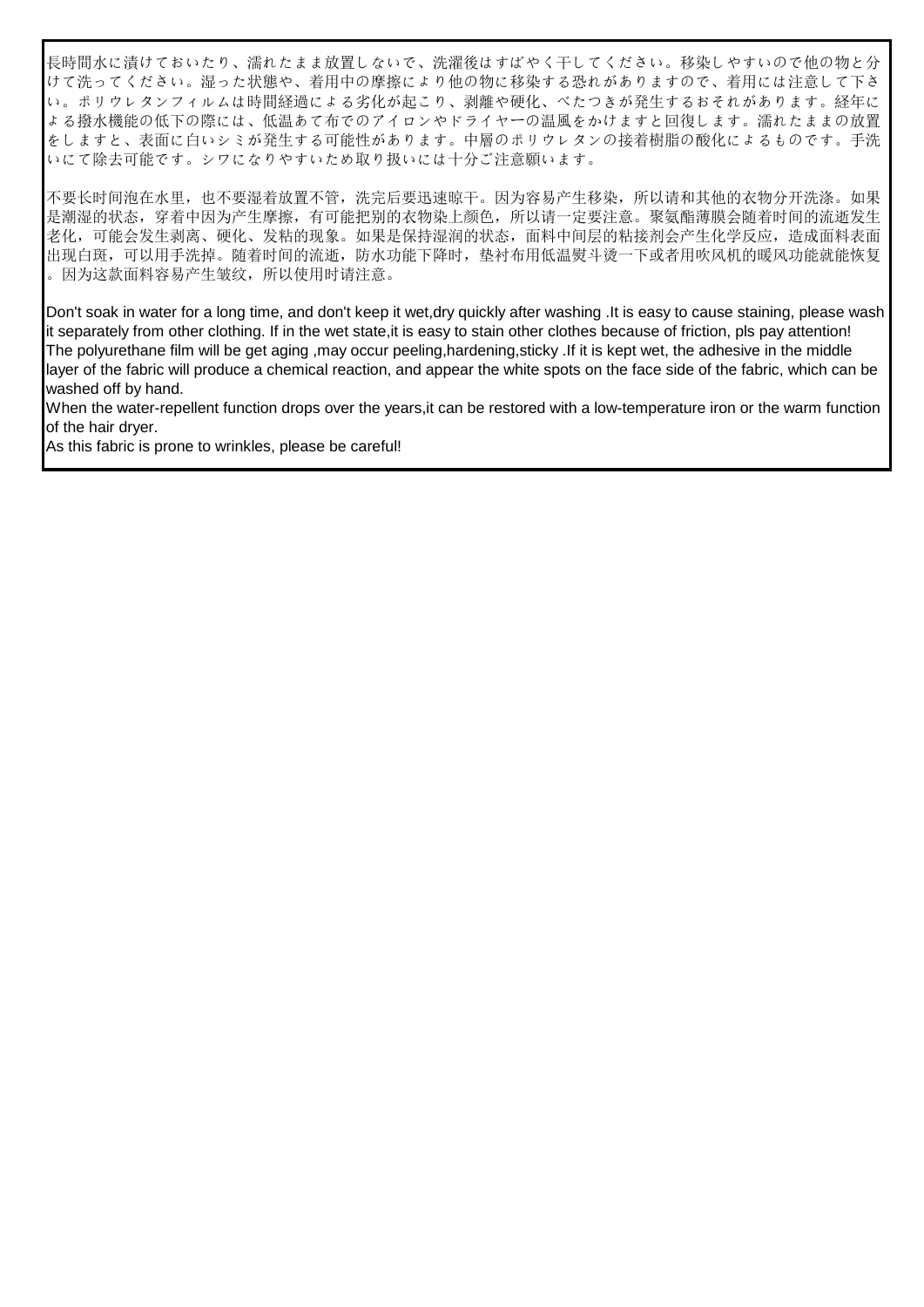長時間水に漬けておいたり、濡れたまま放置しないで、洗濯後はすばやく干してください。移染しやすいので他の物と分けて洗ってください。湿った状態や、着用中の摩擦により他の物に移染する恐れがありますので、着用には注意して下さい。ポリウレタンフィルムは時間経過による劣化が起こり、剥離や硬化、べたつきが発生するおそれがあります。経年による撥水機能の低下の際には、低温あて布でのアイロンやドライヤーの温風をかけますと回復します。濡れたままの放置をしますと、表面に白いシミが発生する可能性があります。中層のポリウレタンの接着樹脂の酸化によるものです。手洗いにて除去可能です。シワになりやすいため取り扱いには十分ご注意願います。

不要长时间泡在水里，也不要湿着放置不管，洗完后要迅速晾干。因为容易产生移染，所以请和其他的衣物分开洗涤。如果是潮湿的状态，穿着中因为产生摩擦，有可能把别的衣物染上颜色，所以请一定要注意。聚氨酯薄膜会随着时间的流逝发生老化，可能会发生剥离、硬化、发粘的现象。如果是保持湿润的状态，面料中间层的粘接剂会产生化学反应，造成面料表面出现白斑，可以用手洗掉。随着时间的流逝，防水功能下降时，垫衬布用低温熨斗烫一下或者用吹风机的暖风功能就能恢复。因为这款面料容易产生皱纹，所以使用时请注意。

Don't soak in water for a long time, and don't keep it wet,dry quickly after washing .It is easy to cause staining, please wash it separately from other clothing. If in the wet state,it is easy to stain other clothes because of friction, pls pay attention!
The polyurethane film will be get aging ,may occur peeling,hardening,sticky .If it is kept wet, the adhesive in the middle layer of the fabric will produce a chemical reaction, and appear the white spots on the face side of the fabric, which can be washed off by hand.
When the water-repellent function drops over the years,it can be restored with a low-temperature iron or the warm function of the hair dryer.
As this fabric is prone to wrinkles, please be careful!